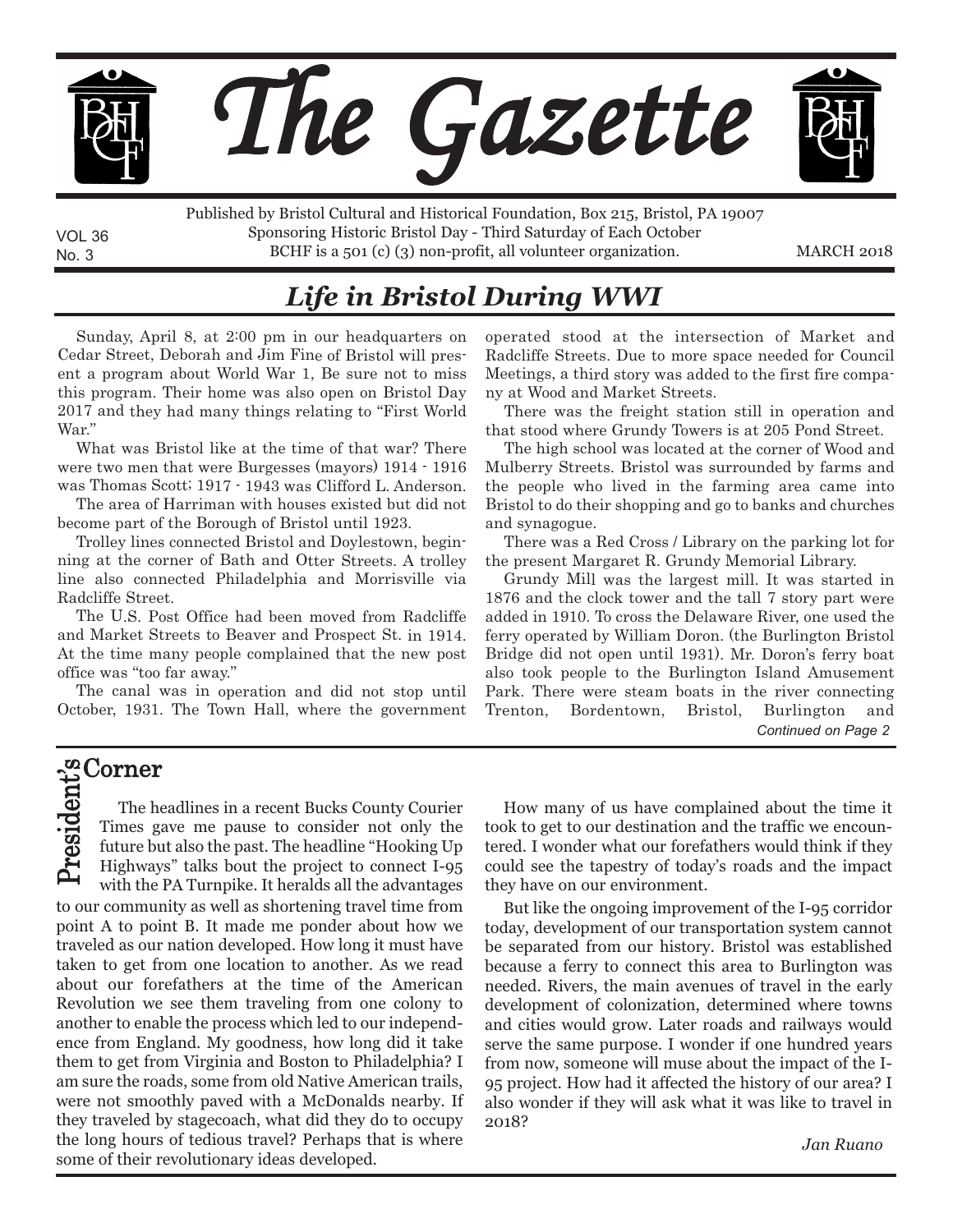# The Gazette

Published by Bristol Cultural and Historical Foundation, Box 215, Bristol, PA 19007
Sponsoring Historic Bristol Day - Third Saturday of Each October
BCHF is a 501 (c) (3) non-profit, all volunteer organization.

VOL 36
No. 3

MARCH 2018

## *Life in Bristol During WWI*

Sunday, April 8, at 2:00 pm in our headquarters on Cedar Street, Deborah and Jim Fine of Bristol will present a program about World War 1, Be sure not to miss this program. Their home was also open on Bristol Day 2017 and they had many things relating to "First World War."

What was Bristol like at the time of that war? There were two men that were Burgesses (mayors) 1914 - 1916 was Thomas Scott; 1917 - 1943 was Clifford L. Anderson.

The area of Harriman with houses existed but did not become part of the Borough of Bristol until 1923.

Trolley lines connected Bristol and Doylestown, beginning at the corner of Bath and Otter Streets. A trolley line also connected Philadelphia and Morrisville via Radcliffe Street.

The U.S. Post Office had been moved from Radcliffe and Market Streets to Beaver and Prospect St. in 1914. At the time many people complained that the new post office was "too far away."

The canal was in operation and did not stop until October, 1931. The Town Hall, where the government operated stood at the intersection of Market and Radcliffe Streets. Due to more space needed for Council Meetings, a third story was added to the first fire company at Wood and Market Streets.

There was the freight station still in operation and that stood where Grundy Towers is at 205 Pond Street.

The high school was located at the corner of Wood and Mulberry Streets. Bristol was surrounded by farms and the people who lived in the farming area came into Bristol to do their shopping and go to banks and churches and synagogue.

There was a Red Cross / Library on the parking lot for the present Margaret R. Grundy Memorial Library.

Grundy Mill was the largest mill. It was started in 1876 and the clock tower and the tall 7 story part were added in 1910. To cross the Delaware River, one used the ferry operated by William Doron. (the Burlington Bristol Bridge did not open until 1931). Mr. Doron's ferry boat also took people to the Burlington Island Amusement Park. There were steam boats in the river connecting Trenton, Bordentown, Bristol, Burlington and

*Continued on Page 2*

## President's Corner

The headlines in a recent Bucks County Courier Times gave me pause to consider not only the future but also the past. The headline "Hooking Up Highways" talks bout the project to connect I-95 with the PA Turnpike. It heralds all the advantages to our community as well as shortening travel time from point A to point B. It made me ponder about how we traveled as our nation developed. How long it must have taken to get from one location to another. As we read about our forefathers at the time of the American Revolution we see them traveling from one colony to another to enable the process which led to our independence from England. My goodness, how long did it take them to get from Virginia and Boston to Philadelphia? I am sure the roads, some from old Native American trails, were not smoothly paved with a McDonalds nearby. If they traveled by stagecoach, what did they do to occupy the long hours of tedious travel? Perhaps that is where some of their revolutionary ideas developed.

How many of us have complained about the time it took to get to our destination and the traffic we encountered. I wonder what our forefathers would think if they could see the tapestry of today's roads and the impact they have on our environment.

But like the ongoing improvement of the I-95 corridor today, development of our transportation system cannot be separated from our history. Bristol was established because a ferry to connect this area to Burlington was needed. Rivers, the main avenues of travel in the early development of colonization, determined where towns and cities would grow. Later roads and railways would serve the same purpose. I wonder if one hundred years from now, someone will muse about the impact of the I-95 project. How had it affected the history of our area? I also wonder if they will ask what it was like to travel in 2018?

*Jan Ruano*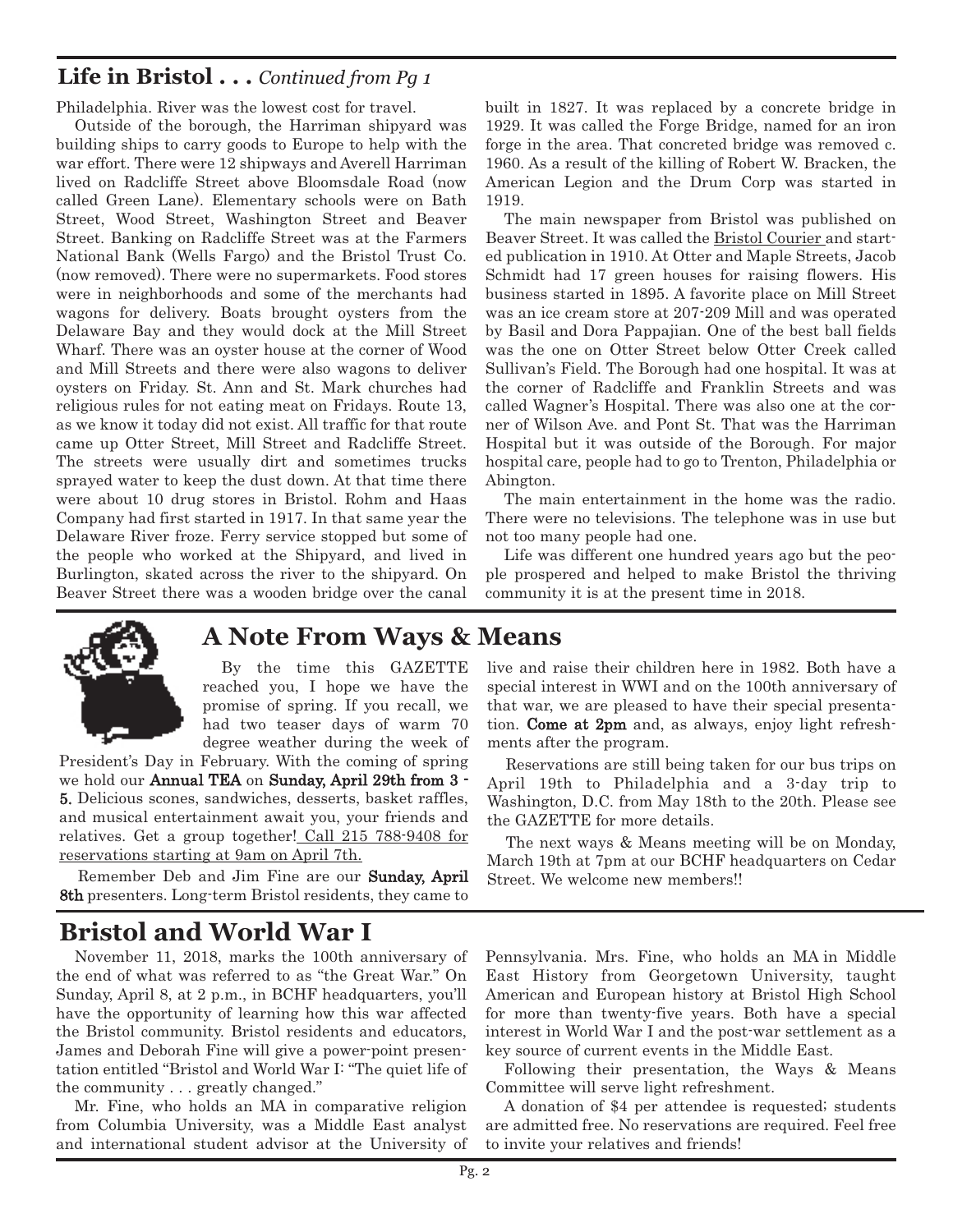## Life in Bristol . . . *Continued from Pg 1*

Philadelphia. River was the lowest cost for travel.

Outside of the borough, the Harriman shipyard was building ships to carry goods to Europe to help with the war effort. There were 12 shipways and Averell Harriman lived on Radcliffe Street above Bloomsdale Road (now called Green Lane). Elementary schools were on Bath Street, Wood Street, Washington Street and Beaver Street. Banking on Radcliffe Street was at the Farmers National Bank (Wells Fargo) and the Bristol Trust Co. (now removed). There were no supermarkets. Food stores were in neighborhoods and some of the merchants had wagons for delivery. Boats brought oysters from the Delaware Bay and they would dock at the Mill Street Wharf. There was an oyster house at the corner of Wood and Mill Streets and there were also wagons to deliver oysters on Friday. St. Ann and St. Mark churches had religious rules for not eating meat on Fridays. Route 13, as we know it today did not exist. All traffic for that route came up Otter Street, Mill Street and Radcliffe Street. The streets were usually dirt and sometimes trucks sprayed water to keep the dust down. At that time there were about 10 drug stores in Bristol. Rohm and Haas Company had first started in 1917. In that same year the Delaware River froze. Ferry service stopped but some of the people who worked at the Shipyard, and lived in Burlington, skated across the river to the shipyard. On Beaver Street there was a wooden bridge over the canal built in 1827. It was replaced by a concrete bridge in 1929. It was called the Forge Bridge, named for an iron forge in the area. That concreted bridge was removed c. 1960. As a result of the killing of Robert W. Bracken, the American Legion and the Drum Corp was started in 1919.

The main newspaper from Bristol was published on Beaver Street. It was called the Bristol Courier and started publication in 1910. At Otter and Maple Streets, Jacob Schmidt had 17 green houses for raising flowers. His business started in 1895. A favorite place on Mill Street was an ice cream store at 207-209 Mill and was operated by Basil and Dora Pappajian. One of the best ball fields was the one on Otter Street below Otter Creek called Sullivan's Field. The Borough had one hospital. It was at the corner of Radcliffe and Franklin Streets and was called Wagner's Hospital. There was also one at the corner of Wilson Ave. and Pont St. That was the Harriman Hospital but it was outside of the Borough. For major hospital care, people had to go to Trenton, Philadelphia or Abington.

The main entertainment in the home was the radio. There were no televisions. The telephone was in use but not too many people had one.

Life was different one hundred years ago but the people prospered and helped to make Bristol the thriving community it is at the present time in 2018.

## A Note From Ways & Means

By the time this GAZETTE reached you, I hope we have the promise of spring. If you recall, we had two teaser days of warm 70 degree weather during the week of President's Day in February. With the coming of spring we hold our **Annual TEA** on **Sunday, April 29th from 3 - 5.** Delicious scones, sandwiches, desserts, basket raffles, and musical entertainment await you, your friends and relatives. Get a group together! Call 215 788-9408 for reservations starting at 9am on April 7th.

Remember Deb and Jim Fine are our **Sunday, April 8th** presenters. Long-term Bristol residents, they came to live and raise their children here in 1982. Both have a special interest in WWI and on the 100th anniversary of that war, we are pleased to have their special presentation. **Come at 2pm** and, as always, enjoy light refreshments after the program.

Reservations are still being taken for our bus trips on April 19th to Philadelphia and a 3-day trip to Washington, D.C. from May 18th to the 20th. Please see the GAZETTE for more details.

The next ways & Means meeting will be on Monday, March 19th at 7pm at our BCHF headquarters on Cedar Street. We welcome new members!!

## Bristol and World War I

November 11, 2018, marks the 100th anniversary of the end of what was referred to as "the Great War." On Sunday, April 8, at 2 p.m., in BCHF headquarters, you'll have the opportunity of learning how this war affected the Bristol community. Bristol residents and educators, James and Deborah Fine will give a power-point presentation entitled "Bristol and World War I: "The quiet life of the community . . . greatly changed."

Mr. Fine, who holds an MA in comparative religion from Columbia University, was a Middle East analyst and international student advisor at the University of Pennsylvania. Mrs. Fine, who holds an MA in Middle East History from Georgetown University, taught American and European history at Bristol High School for more than twenty-five years. Both have a special interest in World War I and the post-war settlement as a key source of current events in the Middle East.

Following their presentation, the Ways & Means Committee will serve light refreshment.

A donation of $4 per attendee is requested; students are admitted free. No reservations are required. Feel free to invite your relatives and friends!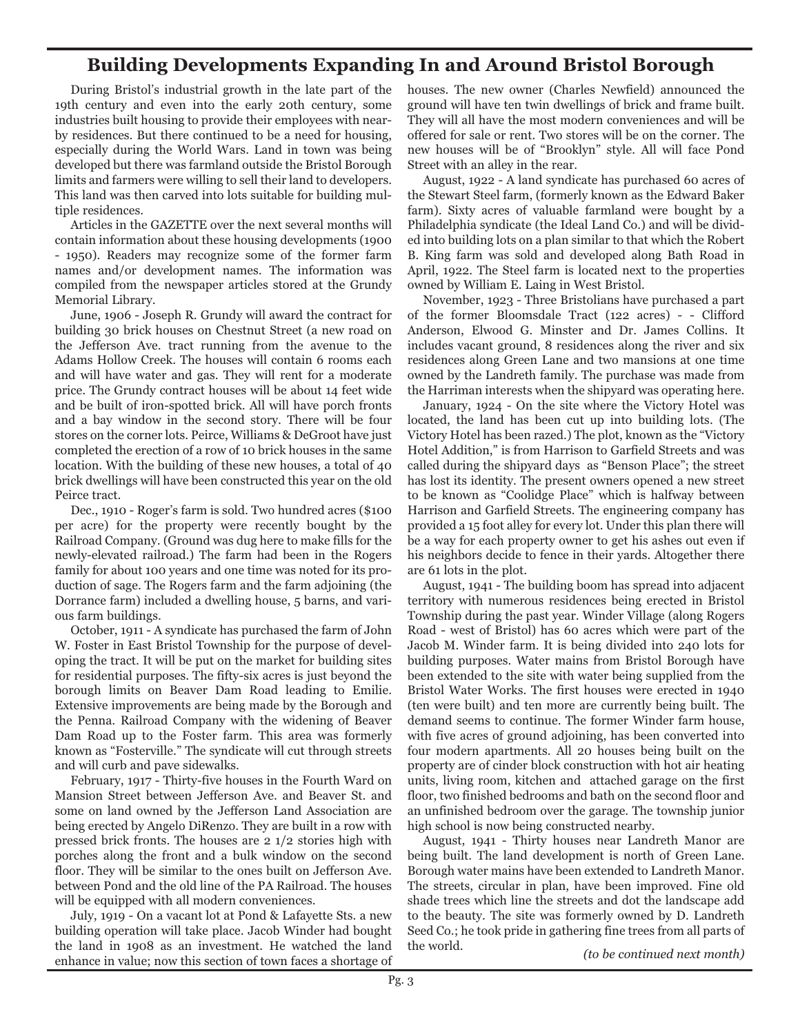# Building Developments Expanding In and Around Bristol Borough

During Bristol's industrial growth in the late part of the 19th century and even into the early 20th century, some industries built housing to provide their employees with nearby residences. But there continued to be a need for housing, especially during the World Wars. Land in town was being developed but there was farmland outside the Bristol Borough limits and farmers were willing to sell their land to developers. This land was then carved into lots suitable for building multiple residences.

Articles in the GAZETTE over the next several months will contain information about these housing developments (1900 - 1950). Readers may recognize some of the former farm names and/or development names. The information was compiled from the newspaper articles stored at the Grundy Memorial Library.

June, 1906 - Joseph R. Grundy will award the contract for building 30 brick houses on Chestnut Street (a new road on the Jefferson Ave. tract running from the avenue to the Adams Hollow Creek. The houses will contain 6 rooms each and will have water and gas. They will rent for a moderate price. The Grundy contract houses will be about 14 feet wide and be built of iron-spotted brick. All will have porch fronts and a bay window in the second story. There will be four stores on the corner lots. Peirce, Williams & DeGroot have just completed the erection of a row of 10 brick houses in the same location. With the building of these new houses, a total of 40 brick dwellings will have been constructed this year on the old Peirce tract.

Dec., 1910 - Roger's farm is sold. Two hundred acres ($100 per acre) for the property were recently bought by the Railroad Company. (Ground was dug here to make fills for the newly-elevated railroad.) The farm had been in the Rogers family for about 100 years and one time was noted for its production of sage. The Rogers farm and the farm adjoining (the Dorrance farm) included a dwelling house, 5 barns, and various farm buildings.

October, 1911 - A syndicate has purchased the farm of John W. Foster in East Bristol Township for the purpose of developing the tract. It will be put on the market for building sites for residential purposes. The fifty-six acres is just beyond the borough limits on Beaver Dam Road leading to Emilie. Extensive improvements are being made by the Borough and the Penna. Railroad Company with the widening of Beaver Dam Road up to the Foster farm. This area was formerly known as "Fosterville." The syndicate will cut through streets and will curb and pave sidewalks.

February, 1917 - Thirty-five houses in the Fourth Ward on Mansion Street between Jefferson Ave. and Beaver St. and some on land owned by the Jefferson Land Association are being erected by Angelo DiRenzo. They are built in a row with pressed brick fronts. The houses are 2 1/2 stories high with porches along the front and a bulk window on the second floor. They will be similar to the ones built on Jefferson Ave. between Pond and the old line of the PA Railroad. The houses will be equipped with all modern conveniences.

July, 1919 - On a vacant lot at Pond & Lafayette Sts. a new building operation will take place. Jacob Winder had bought the land in 1908 as an investment. He watched the land enhance in value; now this section of town faces a shortage of houses. The new owner (Charles Newfield) announced the ground will have ten twin dwellings of brick and frame built. They will all have the most modern conveniences and will be offered for sale or rent. Two stores will be on the corner. The new houses will be of "Brooklyn" style. All will face Pond Street with an alley in the rear.

August, 1922 - A land syndicate has purchased 60 acres of the Stewart Steel farm, (formerly known as the Edward Baker farm). Sixty acres of valuable farmland were bought by a Philadelphia syndicate (the Ideal Land Co.) and will be divided into building lots on a plan similar to that which the Robert B. King farm was sold and developed along Bath Road in April, 1922. The Steel farm is located next to the properties owned by William E. Laing in West Bristol.

November, 1923 - Three Bristolians have purchased a part of the former Bloomsdale Tract (122 acres) - - Clifford Anderson, Elwood G. Minster and Dr. James Collins. It includes vacant ground, 8 residences along the river and six residences along Green Lane and two mansions at one time owned by the Landreth family. The purchase was made from the Harriman interests when the shipyard was operating here.

January, 1924 - On the site where the Victory Hotel was located, the land has been cut up into building lots. (The Victory Hotel has been razed.) The plot, known as the "Victory Hotel Addition," is from Harrison to Garfield Streets and was called during the shipyard days as "Benson Place"; the street has lost its identity. The present owners opened a new street to be known as "Coolidge Place" which is halfway between Harrison and Garfield Streets. The engineering company has provided a 15 foot alley for every lot. Under this plan there will be a way for each property owner to get his ashes out even if his neighbors decide to fence in their yards. Altogether there are 61 lots in the plot.

August, 1941 - The building boom has spread into adjacent territory with numerous residences being erected in Bristol Township during the past year. Winder Village (along Rogers Road - west of Bristol) has 60 acres which were part of the Jacob M. Winder farm. It is being divided into 240 lots for building purposes. Water mains from Bristol Borough have been extended to the site with water being supplied from the Bristol Water Works. The first houses were erected in 1940 (ten were built) and ten more are currently being built. The demand seems to continue. The former Winder farm house, with five acres of ground adjoining, has been converted into four modern apartments. All 20 houses being built on the property are of cinder block construction with hot air heating units, living room, kitchen and attached garage on the first floor, two finished bedrooms and bath on the second floor and an unfinished bedroom over the garage. The township junior high school is now being constructed nearby.

August, 1941 - Thirty houses near Landreth Manor are being built. The land development is north of Green Lane. Borough water mains have been extended to Landreth Manor. The streets, circular in plan, have been improved. Fine old shade trees which line the streets and dot the landscape add to the beauty. The site was formerly owned by D. Landreth Seed Co.; he took pride in gathering fine trees from all parts of the world.

*(to be continued next month)*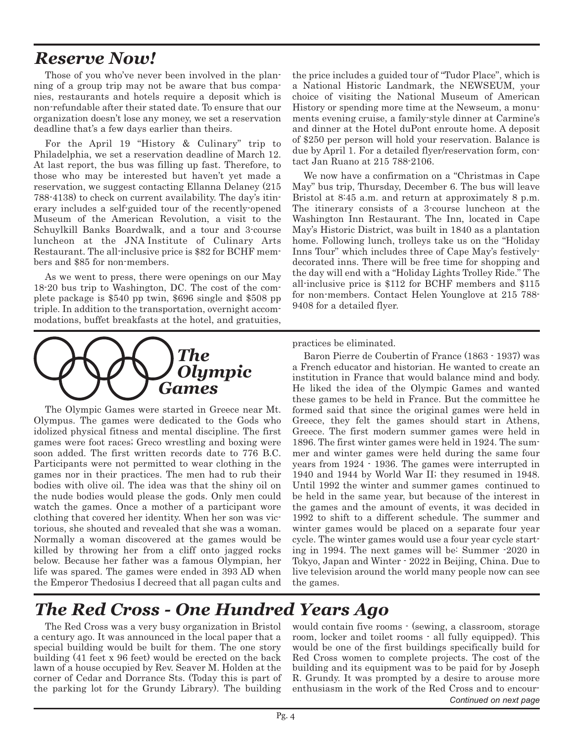## *Reserve Now!*

Those of you who've never been involved in the planning of a group trip may not be aware that bus companies, restaurants and hotels require a deposit which is non-refundable after their stated date. To ensure that our organization doesn't lose any money, we set a reservation deadline that's a few days earlier than theirs.

For the April 19 "History & Culinary" trip to Philadelphia, we set a reservation deadline of March 12. At last report, the bus was filling up fast. Therefore, to those who may be interested but haven't yet made a reservation, we suggest contacting Ellanna Delaney (215 788-4138) to check on current availability. The day's itinerary includes a self-guided tour of the recently-opened Museum of the American Revolution, a visit to the Schuylkill Banks Boardwalk, and a tour and 3-course luncheon at the JNA Institute of Culinary Arts Restaurant. The all-inclusive price is $82 for BCHF members and $85 for non-members.

As we went to press, there were openings on our May 18-20 bus trip to Washington, DC. The cost of the complete package is $540 pp twin, $696 single and $508 pp triple. In addition to the transportation, overnight accommodations, buffet breakfasts at the hotel, and gratuities, the price includes a guided tour of "Tudor Place", which is a National Historic Landmark, the NEWSEUM, your choice of visiting the National Museum of American History or spending more time at the Newseum, a monuments evening cruise, a family-style dinner at Carmine's and dinner at the Hotel duPont enroute home. A deposit of $250 per person will hold your reservation. Balance is due by April 1. For a detailed flyer/reservation form, contact Jan Ruano at 215 788-2106.

We now have a confirmation on a "Christmas in Cape May" bus trip, Thursday, December 6. The bus will leave Bristol at 8:45 a.m. and return at approximately 8 p.m. The itinerary consists of a 3-course luncheon at the Washington Inn Restaurant. The Inn, located in Cape May's Historic District, was built in 1840 as a plantation home. Following lunch, trolleys take us on the "Holiday Inns Tour" which includes three of Cape May's festively-decorated inns. There will be free time for shopping and the day will end with a "Holiday Lights Trolley Ride." The all-inclusive price is $112 for BCHF members and $115 for non-members. Contact Helen Younglove at 215 788-9408 for a detailed flyer.

## *The Olympic Games*

The Olympic Games were started in Greece near Mt. Olympus. The games were dedicated to the Gods who idolized physical fitness and mental discipline. The first games were foot races; Greco wrestling and boxing were soon added. The first written records date to 776 B.C. Participants were not permitted to wear clothing in the games nor in their practices. The men had to rub their bodies with olive oil. The idea was that the shiny oil on the nude bodies would please the gods. Only men could watch the games. Once a mother of a participant wore clothing that covered her identity. When her son was victorious, she shouted and revealed that she was a woman. Normally a woman discovered at the games would be killed by throwing her from a cliff onto jagged rocks below. Because her father was a famous Olympian, her life was spared. The games were ended in 393 AD when the Emperor Thedosius I decreed that all pagan cults and practices be eliminated.

Baron Pierre de Coubertin of France (1863 - 1937) was a French educator and historian. He wanted to create an institution in France that would balance mind and body. He liked the idea of the Olympic Games and wanted these games to be held in France. But the committee he formed said that since the original games were held in Greece, they felt the games should start in Athens, Greece. The first modern summer games were held in 1896. The first winter games were held in 1924. The summer and winter games were held during the same four years from 1924 - 1936. The games were interrupted in 1940 and 1944 by World War II; they resumed in 1948. Until 1992 the winter and summer games continued to be held in the same year, but because of the interest in the games and the amount of events, it was decided in 1992 to shift to a different schedule. The summer and winter games would be placed on a separate four year cycle. The winter games would use a four year cycle starting in 1994. The next games will be: Summer -2020 in Tokyo, Japan and Winter - 2022 in Beijing, China. Due to live television around the world many people now can see the games.

## *The Red Cross - One Hundred Years Ago*

The Red Cross was a very busy organization in Bristol a century ago. It was announced in the local paper that a special building would be built for them. The one story building (41 feet x 96 feet) would be erected on the back lawn of a house occupied by Rev. Seaver M. Holden at the corner of Cedar and Dorrance Sts. (Today this is part of the parking lot for the Grundy Library). The building would contain five rooms - (sewing, a classroom, storage room, locker and toilet rooms - all fully equipped). This would be one of the first buildings specifically build for Red Cross women to complete projects. The cost of the building and its equipment was to be paid for by Joseph R. Grundy. It was prompted by a desire to arouse more enthusiasm in the work of the Red Cross and to encour-

*Continued on next page*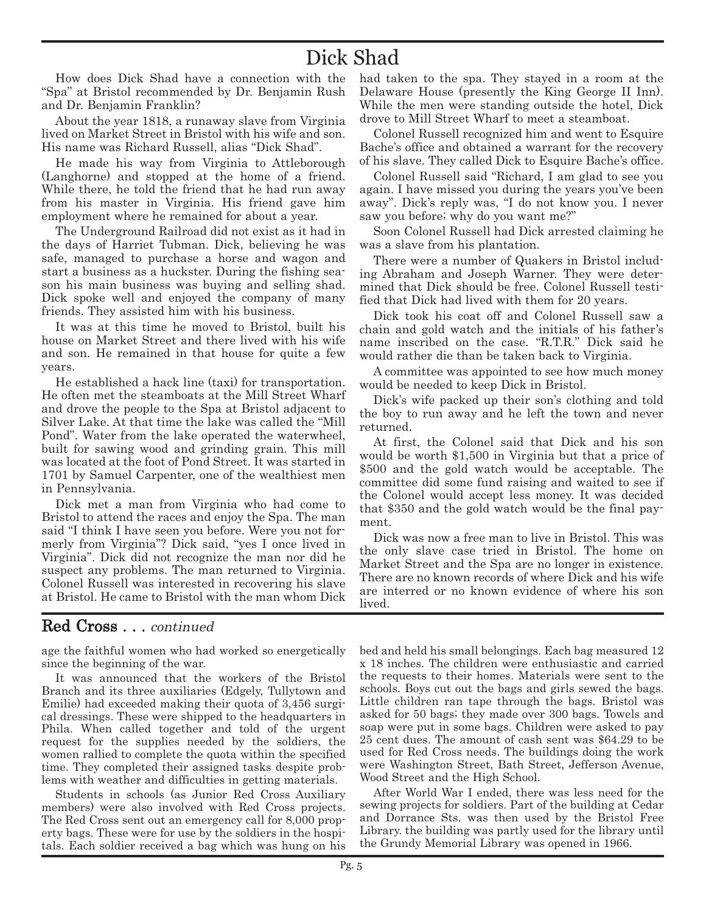# Dick Shad

How does Dick Shad have a connection with the "Spa" at Bristol recommended by Dr. Benjamin Rush and Dr. Benjamin Franklin?

About the year 1818, a runaway slave from Virginia lived on Market Street in Bristol with his wife and son. His name was Richard Russell, alias "Dick Shad".

He made his way from Virginia to Attleborough (Langhorne) and stopped at the home of a friend. While there, he told the friend that he had run away from his master in Virginia. His friend gave him employment where he remained for about a year.

The Underground Railroad did not exist as it had in the days of Harriet Tubman. Dick, believing he was safe, managed to purchase a horse and wagon and start a business as a huckster. During the fishing season his main business was buying and selling shad. Dick spoke well and enjoyed the company of many friends. They assisted him with his business.

It was at this time he moved to Bristol, built his house on Market Street and there lived with his wife and son. He remained in that house for quite a few years.

He established a hack line (taxi) for transportation. He often met the steamboats at the Mill Street Wharf and drove the people to the Spa at Bristol adjacent to Silver Lake. At that time the lake was called the "Mill Pond". Water from the lake operated the waterwheel, built for sawing wood and grinding grain. This mill was located at the foot of Pond Street. It was started in 1701 by Samuel Carpenter, one of the wealthiest men in Pennsylvania.

Dick met a man from Virginia who had come to Bristol to attend the races and enjoy the Spa. The man said "I think I have seen you before. Were you not formerly from Virginia"? Dick said, "yes I once lived in Virginia". Dick did not recognize the man nor did he suspect any problems. The man returned to Virginia. Colonel Russell was interested in recovering his slave at Bristol. He came to Bristol with the man whom Dick had taken to the spa. They stayed in a room at the Delaware House (presently the King George II Inn). While the men were standing outside the hotel, Dick drove to Mill Street Wharf to meet a steamboat.

Colonel Russell recognized him and went to Esquire Bache's office and obtained a warrant for the recovery of his slave. They called Dick to Esquire Bache's office.

Colonel Russell said "Richard, I am glad to see you again. I have missed you during the years you've been away". Dick's reply was, "I do not know you. I never saw you before; why do you want me?"

Soon Colonel Russell had Dick arrested claiming he was a slave from his plantation.

There were a number of Quakers in Bristol including Abraham and Joseph Warner. They were determined that Dick should be free. Colonel Russell testified that Dick had lived with them for 20 years.

Dick took his coat off and Colonel Russell saw a chain and gold watch and the initials of his father's name inscribed on the case. "R.T.R." Dick said he would rather die than be taken back to Virginia.

A committee was appointed to see how much money would be needed to keep Dick in Bristol.

Dick's wife packed up their son's clothing and told the boy to run away and he left the town and never returned.

At first, the Colonel said that Dick and his son would be worth $1,500 in Virginia but that a price of $500 and the gold watch would be acceptable. The committee did some fund raising and waited to see if the Colonel would accept less money. It was decided that $350 and the gold watch would be the final payment.

Dick was now a free man to live in Bristol. This was the only slave case tried in Bristol. The home on Market Street and the Spa are no longer in existence. There are no known records of where Dick and his wife are interred or no known evidence of where his son lived.

## Red Cross . . . *continued*

age the faithful women who had worked so energetically since the beginning of the war.

It was announced that the workers of the Bristol Branch and its three auxiliaries (Edgely, Tullytown and Emilie) had exceeded making their quota of 3,456 surgical dressings. These were shipped to the headquarters in Phila. When called together and told of the urgent request for the supplies needed by the soldiers, the women rallied to complete the quota within the specified time. They completed their assigned tasks despite problems with weather and difficulties in getting materials.

Students in schools (as Junior Red Cross Auxiliary members) were also involved with Red Cross projects. The Red Cross sent out an emergency call for 8,000 property bags. These were for use by the soldiers in the hospitals. Each soldier received a bag which was hung on his bed and held his small belongings. Each bag measured 12 x 18 inches. The children were enthusiastic and carried the requests to their homes. Materials were sent to the schools. Boys cut out the bags and girls sewed the bags. Little children ran tape through the bags. Bristol was asked for 50 bags; they made over 300 bags. Towels and soap were put in some bags. Children were asked to pay 25 cent dues. The amount of cash sent was $64.29 to be used for Red Cross needs. The buildings doing the work were Washington Street, Bath Street, Jefferson Avenue, Wood Street and the High School.

After World War I ended, there was less need for the sewing projects for soldiers. Part of the building at Cedar and Dorrance Sts. was then used by the Bristol Free Library. the building was partly used for the library until the Grundy Memorial Library was opened in 1966.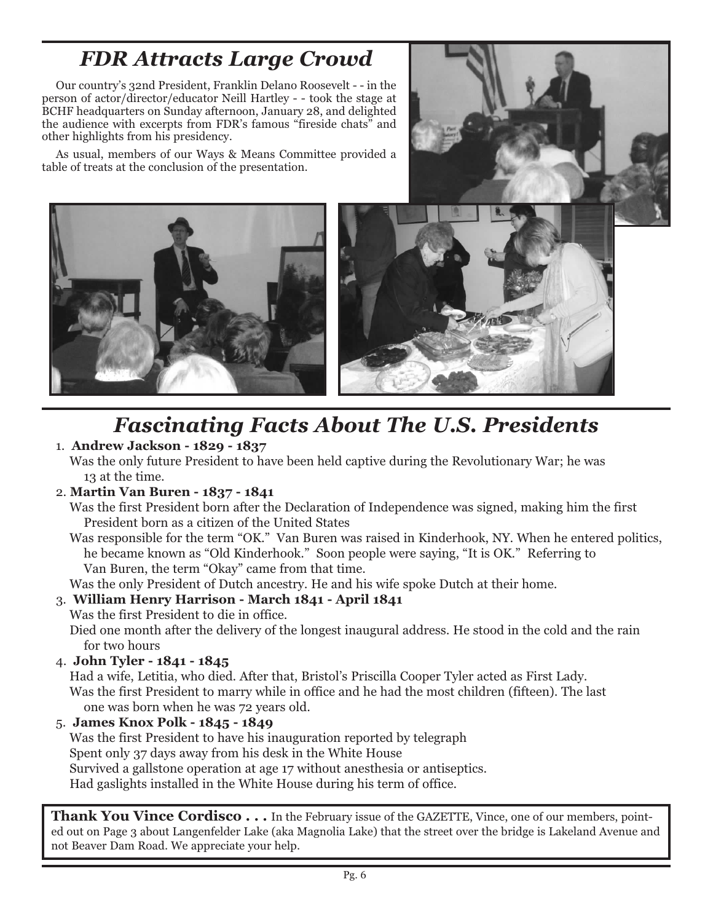## *FDR Attracts Large Crowd*

Our country's 32nd President, Franklin Delano Roosevelt - - in the person of actor/director/educator Neill Hartley - - took the stage at BCHF headquarters on Sunday afternoon, January 28, and delighted the audience with excerpts from FDR's famous "fireside chats" and other highlights from his presidency.

As usual, members of our Ways & Means Committee provided a table of treats at the conclusion of the presentation.

## *Fascinating Facts About The U.S. Presidents*

1. **Andrew Jackson - 1829 - 1837**
   Was the only future President to have been held captive during the Revolutionary War; he was 13 at the time.
2. **Martin Van Buren - 1837 - 1841**
   Was the first President born after the Declaration of Independence was signed, making him the first President born as a citizen of the United States
   Was responsible for the term "OK." Van Buren was raised in Kinderhook, NY. When he entered politics, he became known as "Old Kinderhook." Soon people were saying, "It is OK." Referring to Van Buren, the term "Okay" came from that time.
   Was the only President of Dutch ancestry. He and his wife spoke Dutch at their home.
3. **William Henry Harrison - March 1841 - April 1841**
   Was the first President to die in office.
   Died one month after the delivery of the longest inaugural address. He stood in the cold and the rain for two hours
4. **John Tyler - 1841 - 1845**
   Had a wife, Letitia, who died. After that, Bristol's Priscilla Cooper Tyler acted as First Lady.
   Was the first President to marry while in office and he had the most children (fifteen). The last one was born when he was 72 years old.
5. **James Knox Polk - 1845 - 1849**
   Was the first President to have his inauguration reported by telegraph
   Spent only 37 days away from his desk in the White House
   Survived a gallstone operation at age 17 without anesthesia or antiseptics.
   Had gaslights installed in the White House during his term of office.

**Thank You Vince Cordisco . . .** In the February issue of the GAZETTE, Vince, one of our members, pointed out on Page 3 about Langenfelder Lake (aka Magnolia Lake) that the street over the bridge is Lakeland Avenue and not Beaver Dam Road. We appreciate your help.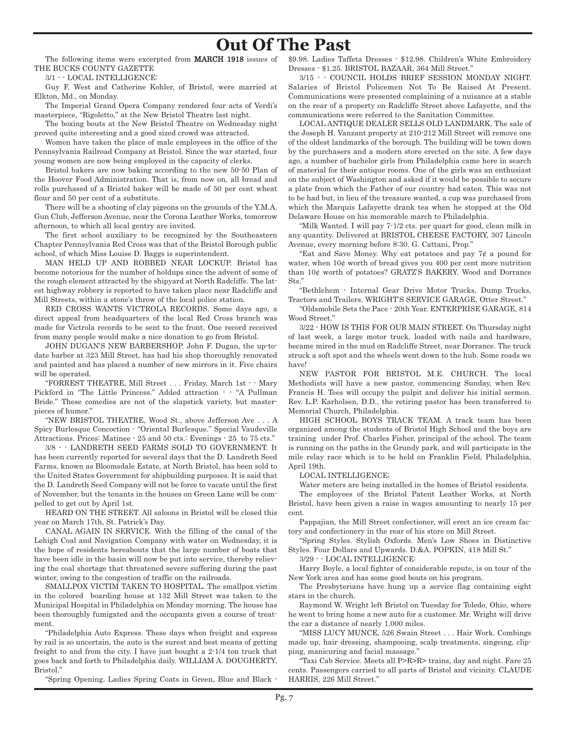# Out Of The Past

The following items were excerpted from **MARCH 1918** issues of THE BUCKS COUNTY GAZETTE

3/1 - - LOCAL INTELLIGENCE:

Guy F. West and Catherine Kohler, of Bristol, were married at Elkton, Md., on Monday.

The Imperial Grand Opera Company rendered four acts of Verdi's masterpiece, "Rigoletto," at the New Bristol Theatre last night.

The boxing bouts at the New Bristol Theatre on Wednesday night proved quite interesting and a good sized crowd was attracted.

Women have taken the place of male employees in the office of the Pennsylvania Railroad Company at Bristol. Since the war started, four young women are now being employed in the capacity of clerks.

Bristol bakers are now baking according to the new 50-50 Plan of the Hoover Food Administration. That is, from now on, all bread and rolls purchased of a Bristol baker will be made of 50 per cent wheat flour and 50 per cent of a substitute.

There will be a shooting of clay pigeons on the grounds of the Y.M.A. Gun Club, Jefferson Avenue, near the Corona Leather Works, tomorrow afternoon, to which all local gentry are invited.

The first school auxiliary to be recognized by the Southeastern Chapter Pennsylvania Red Cross was that of the Bristol Borough public school, of which Miss Louise D. Baggs is superintendent.

MAN HELD UP AND ROBBED NEAR LOCKUP. Bristol has become notorious for the number of holdups since the advent of some of the rough element attracted by the shipyard at North Radcliffe. The latest highway robbery is reported to have taken place near Radcliffe and Mill Streets, within a stone's throw of the local police station.

RED CROSS WANTS VICTROLA RECORDS. Some days ago, a direct appeal from headquarters of the local Red Cross branch was made for Victrola records to be sent to the front. One record received from many people would make a nice donation to go from Bristol.

JOHN DUGAN'S NEW BARBERSHOP. John F. Dugan, the up-to-date barber at 323 Mill Street, has had his shop thoroughly renovated and painted and has placed a number of new mirrors in it. Five chairs will be operated.

"FORREST THEATRE, Mill Street . . . Friday, March 1st - - Mary Pickford in "The Little Princess." Added attraction - - "A Pullman Bride." These comedies are not of the slapstick variety, but masterpieces of humor."

"NEW BRISTOL THEATRE, Wood St., above Jefferson Ave . . . A Spicy Burlesque Concoction - "Oriental Burlesque." Special Vaudeville Attractions. Prices: Matinee - 25 and 50 cts.: Evenings - 25 to 75 cts."

3/8 - - LANDRETH SEED FARMS SOLD TO GOVERNMENT. It has been currently reported for several days that the D. Landreth Seed Farms, known as Bloomsdale Estate, at North Bristol, has been sold to the United States Government for shipbuilding purposes. It is said that the D. Landreth Seed Company will not be force to vacate until the first of November, but the tenants in the houses on Green Lane will be compelled to get out by April 1st.

HEARD ON THE STREET. All saloons in Bristol will be closed this year on March 17th, St. Patrick's Day.

CANAL AGAIN IN SERVICE. With the filling of the canal of the Lehigh Coal and Navigation Company with water on Wednesday, it is the hope of residents hereabouts that the large number of boats that have been idle in the basin will now be put into service, thereby relieving the coal shortage that threatened severe suffering during the past winter, owing to the congestion of traffic on the railroads.

SMALLPOX VICTIM TAKEN TO HOSPITAL. The smallpox victim in the colored boarding house at 132 Mill Street was taken to the Municipal Hospital in Philadelphia on Monday morning. The house has been thoroughly fumigated and the occupants given a course of treatment.

"Philadelphia Auto Express. These days when freight and express by rail is so uncertain, the auto is the surest and best means of getting freight to and from the city. I have just bought a 2-1/4 ton truck that goes back and forth to Philadelphia daily. WILLIAM A. DOUGHERTY, Bristol."

"Spring Opening. Ladies Spring Coats in Green, Blue and Black - $9.98. Ladies Taffeta Dresses - $12.98. Children's White Embroidery Dresses - $1.25. BRISTOL BAZAAR, 364 Mill Street."

3/15 - - COUNCIL HOLDS BRIEF SESSION MONDAY NIGHT. Salaries of Bristol Policemen Not To Be Raised At Present. Communications were presented complaining of a nuisance at a stable on the rear of a property on Radcliffe Street above Lafayette, and the communications were referred to the Sanitation Committee.

LOCAL ANTIQUE DEALER SELLS OLD LANDMARK. The sale of the Joseph H. Vanzant property at 210-212 Mill Street will remove one of the oldest landmarks of the borough. The building will be town down by the purchasers and a modern store erected on the site. A few days ago, a number of bachelor girls from Philadelphia came here in search of material for their antique rooms. One of the girls was an enthusiast on the subject of Washington and asked if it would be possible to secure a plate from which the Father of our country had eaten. This was not to be had but, in lieu of the treasure wanted, a cup was purchased from which the Marquis Lafayette drank tea when he stopped at the Old Delaware House on his memorable march to Philadelphia.

"Milk Wanted. I will pay 7-1/2 cts. per quart for good, clean milk in any quantity. Delivered at BRISTOL CHEESE FACTORY, 307 Lincoln Avenue, every morning before 8:30. G. Cattani, Prop."

"Eat and Save Money. Why eat potatoes and pay 7¢ a pound for water, when 10¢ worth of bread gives you 400 per cent more nutrition than 10¢ worth of potatoes? GRATZ'S BAKERY. Wood and Dorrance Sts."

"Bethlehem - Internal Gear Drive Motor Trucks, Dump Trucks, Tractors and Trailers. WRIGHT'S SERVICE GARAGE, Otter Street."

"Oldsmobile Sets the Pace - 20th Year. ENTERPRISE GARAGE, 814 Wood Street."

3/22 - HOW IS THIS FOR OUR MAIN STREET. On Thursday night of last week, a large motor truck, loaded with nails and hardware, became mired in the mud on Radcliffe Street, near Dorrance. The truck struck a soft spot and the wheels went down to the hub. Some roads we have!

NEW PASTOR FOR BRISTOL M.E. CHURCH. The local Methodists will have a new pastor, commencing Sunday, when Rev. Francis H. Tees will occupy the pulpit and deliver his initial sermon. Rev. L.P. Karholsen, D.D., the retiring pastor has been transferred to Memorial Church, Philadelphia.

HIGH SCHOOL BOYS TRACK TEAM. A track team has been organized among the students of Bristol High School and the boys are training under Prof. Charles Fisher, principal of the school. The team is running on the paths in the Grundy park, and will participate in the mile relay race which is to be held on Franklin Field, Philadelphia, April 19th.

LOCAL INTELLIGENCE:

Water meters are being installed in the homes of Bristol residents.

The employees of the Bristol Patent Leather Works, at North Bristol, have been given a raise in wages amounting to nearly 15 per cent.

Pappajian, the Mill Street confectioner, will erect an ice cream factory and confectionery in the rear of his store on Mill Street.

"Spring Styles. Stylish Oxfords. Men's Low Shoes in Distinctive Styles. Four Dollars and Upwards. D.&A. POPKIN, 418 Mill St."

3/29 - - LOCAL INTELLIGENCE:

Harry Boyle, a local fighter of considerable repute, is on tour of the New York area and has some good bouts on his program.

The Presbyterians have hung up a service flag containing eight stars in the church.

Raymond W. Wright left Bristol on Tuesday for Toledo, Ohio, where he went to bring home a new auto for a customer. Mr. Wright will drive the car a distance of nearly 1,000 miles.

"MISS LUCY MUNCE, 526 Swain Street . . . Hair Work. Combings made up, hair dressing, shampooing, scalp treatments, singeing, clipping, manicuring and facial massage."

"Taxi Cab Service. Meets all P>R>R> trains, day and night. Fare 25 cents. Passengers carried to all parts of Bristol and vicinity. CLAUDE HARRIS, 226 Mill Street."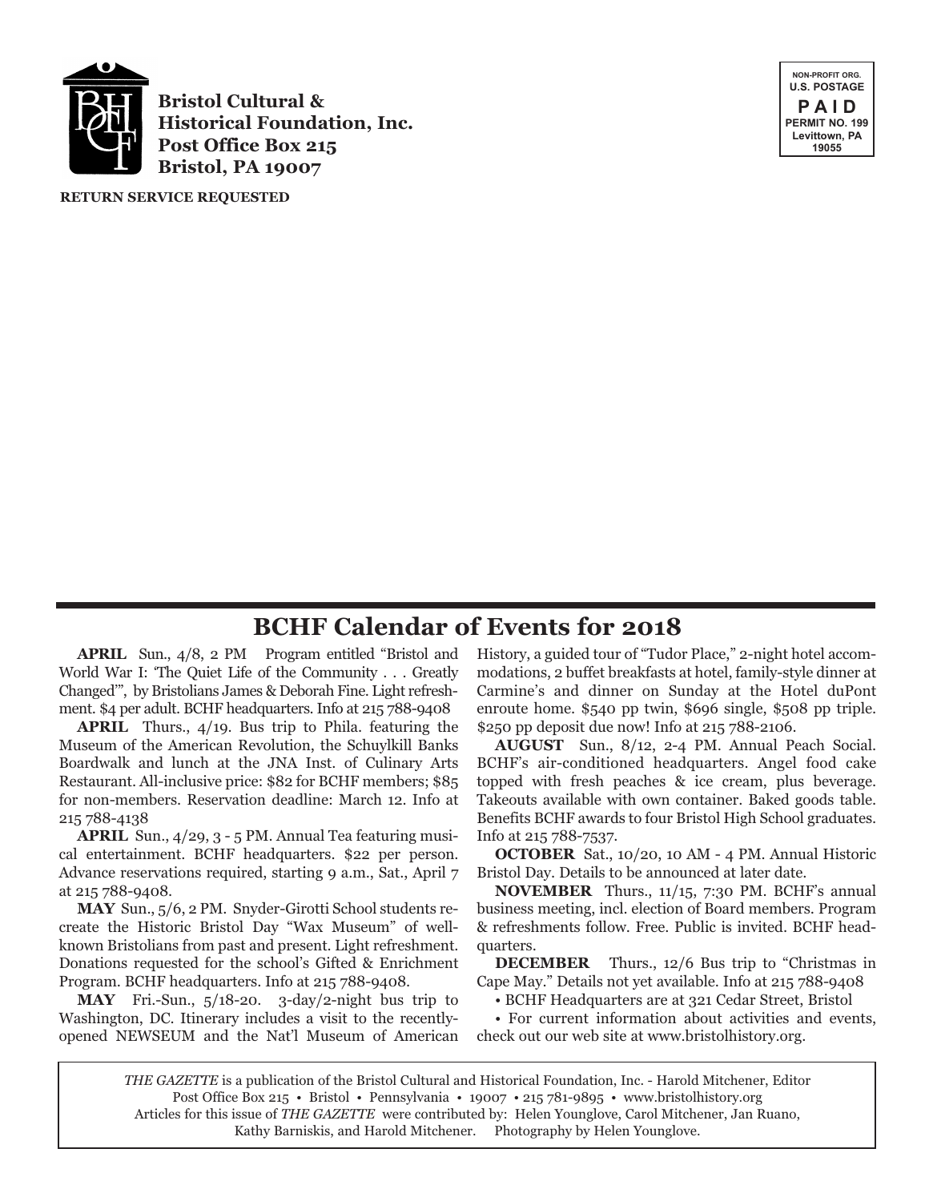**Bristol Cultural & Historical Foundation, Inc.**
**Post Office Box 215**
**Bristol, PA 19007**

**RETURN SERVICE REQUESTED**

NON-PROFIT ORG.
U.S. POSTAGE
**PAID**
PERMIT NO. 199
Levittown, PA
19055

## BCHF Calendar of Events for 2018

**APRIL** Sun., 4/8, 2 PM Program entitled "Bristol and World War I: 'The Quiet Life of the Community . . . Greatly Changed'", by Bristolians James & Deborah Fine. Light refreshment. $4 per adult. BCHF headquarters. Info at 215 788-9408

**APRIL** Thurs., 4/19. Bus trip to Phila. featuring the Museum of the American Revolution, the Schuylkill Banks Boardwalk and lunch at the JNA Inst. of Culinary Arts Restaurant. All-inclusive price: $82 for BCHF members; $85 for non-members. Reservation deadline: March 12. Info at 215 788-4138

**APRIL** Sun., 4/29, 3 - 5 PM. Annual Tea featuring musical entertainment. BCHF headquarters. $22 per person. Advance reservations required, starting 9 a.m., Sat., April 7 at 215 788-9408.

**MAY** Sun., 5/6, 2 PM. Snyder-Girotti School students recreate the Historic Bristol Day "Wax Museum" of well-known Bristolians from past and present. Light refreshment. Donations requested for the school's Gifted & Enrichment Program. BCHF headquarters. Info at 215 788-9408.

**MAY** Fri.-Sun., 5/18-20. 3-day/2-night bus trip to Washington, DC. Itinerary includes a visit to the recently-opened NEWSEUM and the Nat'l Museum of American History, a guided tour of "Tudor Place," 2-night hotel accommodations, 2 buffet breakfasts at hotel, family-style dinner at Carmine's and dinner on Sunday at the Hotel duPont enroute home. $540 pp twin, $696 single, $508 pp triple. $250 pp deposit due now! Info at 215 788-2106.

**AUGUST** Sun., 8/12, 2-4 PM. Annual Peach Social. BCHF's air-conditioned headquarters. Angel food cake topped with fresh peaches & ice cream, plus beverage. Takeouts available with own container. Baked goods table. Benefits BCHF awards to four Bristol High School graduates. Info at 215 788-7537.

**OCTOBER** Sat., 10/20, 10 AM - 4 PM. Annual Historic Bristol Day. Details to be announced at later date.

**NOVEMBER** Thurs., 11/15, 7:30 PM. BCHF's annual business meeting, incl. election of Board members. Program & refreshments follow. Free. Public is invited. BCHF headquarters.

**DECEMBER** Thurs., 12/6 Bus trip to "Christmas in Cape May." Details not yet available. Info at 215 788-9408

• BCHF Headquarters are at 321 Cedar Street, Bristol

• For current information about activities and events, check out our web site at www.bristolhistory.org.

*THE GAZETTE* is a publication of the Bristol Cultural and Historical Foundation, Inc. - Harold Mitchener, Editor
Post Office Box 215 • Bristol • Pennsylvania • 19007 • 215 781-9895 • www.bristolhistory.org
Articles for this issue of *THE GAZETTE* were contributed by: Helen Younglove, Carol Mitchener, Jan Ruano, Kathy Barniskis, and Harold Mitchener. Photography by Helen Younglove.